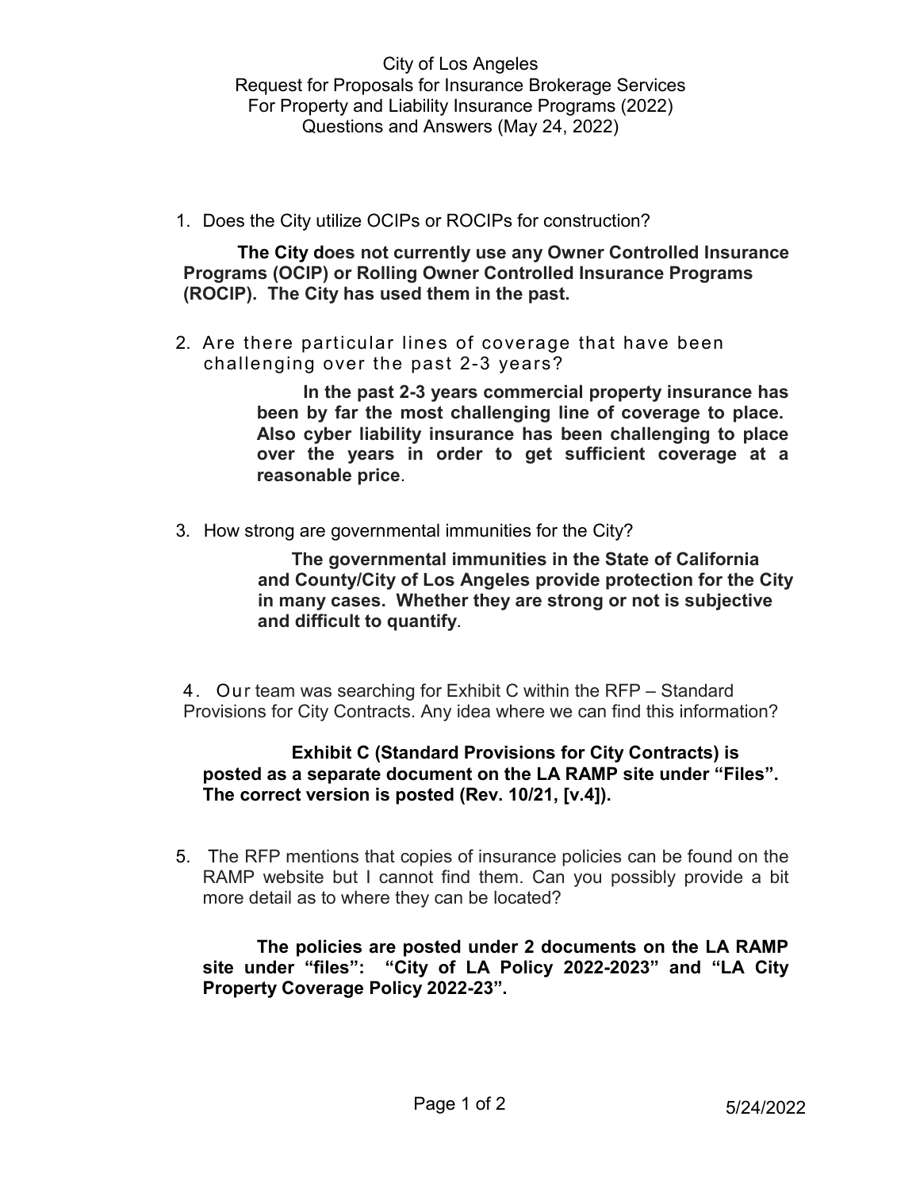City of Los Angeles
Request for Proposals for Insurance Brokerage Services
For Property and Liability Insurance Programs (2022)
Questions and Answers (May 24, 2022)

1. Does the City utilize OCIPs or ROCIPs for construction?

   **The City does not currently use any Owner Controlled Insurance Programs (OCIP) or Rolling Owner Controlled Insurance Programs (ROCIP). The City has used them in the past.**

2. Are there particular lines of coverage that have been challenging over the past 2-3 years?

   **In the past 2-3 years commercial property insurance has been by far the most challenging line of coverage to place. Also cyber liability insurance has been challenging to place over the years in order to get sufficient coverage at a reasonable price**.

3. How strong are governmental immunities for the City?

   **The governmental immunities in the State of California and County/City of Los Angeles provide protection for the City in many cases. Whether they are strong or not is subjective and difficult to quantify**.

4. Our team was searching for Exhibit C within the RFP – Standard Provisions for City Contracts. Any idea where we can find this information?

   **Exhibit C (Standard Provisions for City Contracts) is posted as a separate document on the LA RAMP site under "Files". The correct version is posted (Rev. 10/21, [v.4]).**

5. The RFP mentions that copies of insurance policies can be found on the RAMP website but I cannot find them. Can you possibly provide a bit more detail as to where they can be located?

   **The policies are posted under 2 documents on the LA RAMP site under "files": "City of LA Policy 2022-2023" and "LA City Property Coverage Policy 2022-23".**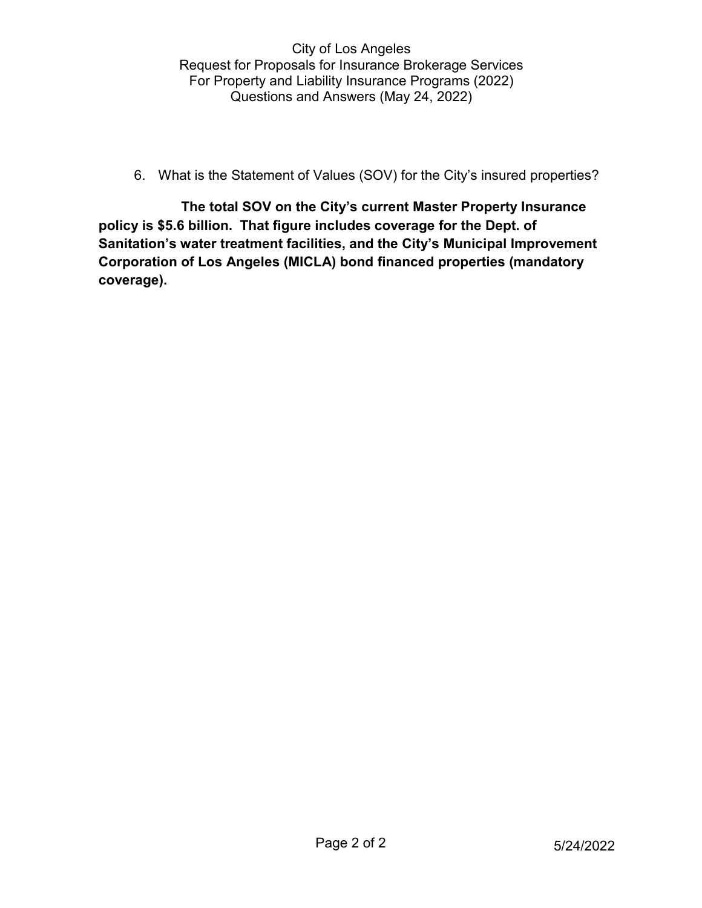6. What is the Statement of Values (SOV) for the City's insured properties?

**The total SOV on the City's current Master Property Insurance policy is $5.6 billion. That figure includes coverage for the Dept. of Sanitation's water treatment facilities, and the City's Municipal Improvement Corporation of Los Angeles (MICLA) bond financed properties (mandatory coverage).**